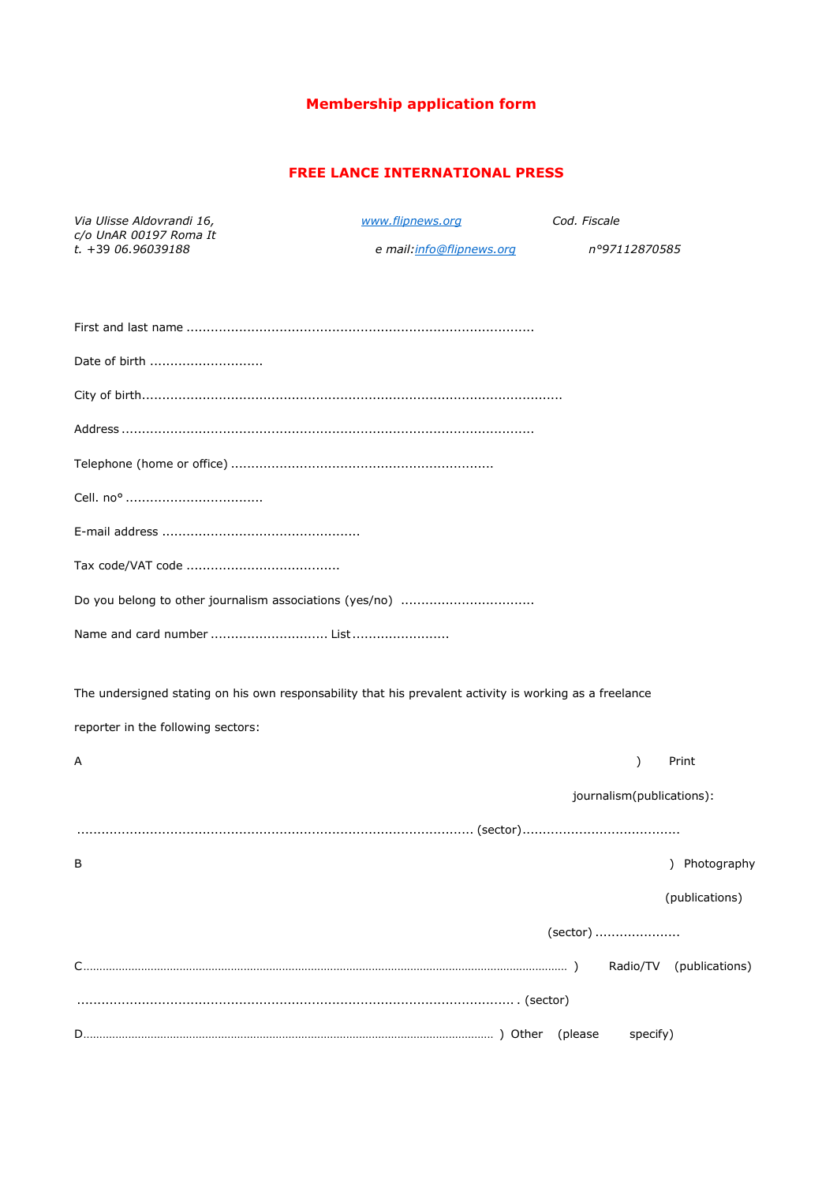# Membership application form

## FREE LANCE INTERNATIONAL PRESS

*Via Ulisse Aldovrandi 16,*
*c/o UnAR 00197 Roma It*
*t. +39 06.96039188*

*www.flipnews.org*
*e mail:info@flipnews.org*

*Cod. Fiscale*
*n°97112870585*

First and last name .....................................................................................

Date of birth ............................

City of birth.......................................................................................................

Address .....................................................................................................

Telephone (home or office) ................................................................

Cell. no° ..................................

E-mail address .................................................

Tax code/VAT code ......................................

Do you belong to other journalism associations (yes/no) .................................

Name and card number ............................. List........................

The undersigned stating on his own responsability that his prevalent activity is working as a freelance reporter in the following sectors:

A ) Print journalism(publications): ................................................................................................ (sector).......................................

B ) Photography (publications) (sector) .....................

C................................................................................................................................................ ) Radio/TV (publications) ............................................................................................................ . (sector)

D........................................................................................................................... ) Other (please specify)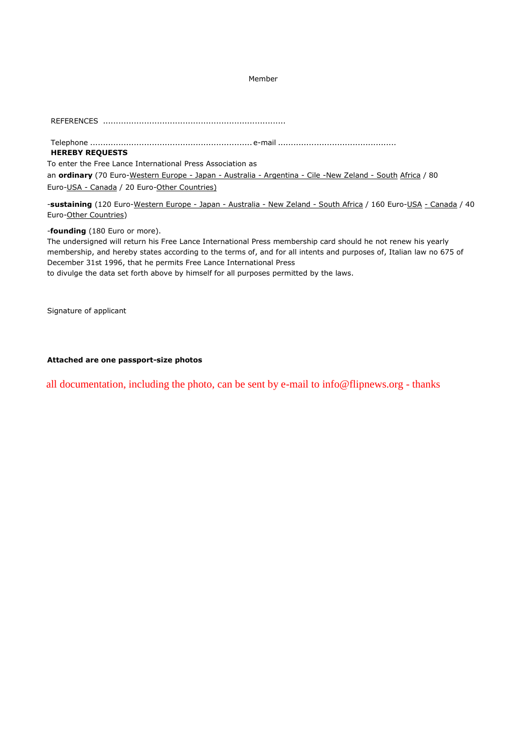Member

REFERENCES ......................................................................

Telephone ............................................................... e-mail .............................................

**HEREBY REQUESTS**

To enter the Free Lance International Press Association as

an **ordinary** (70 Euro-Western Europe - Japan - Australia - Argentina - Cile -New Zeland - South Africa / 80 Euro-USA - Canada / 20 Euro-Other Countries)

-**sustaining** (120 Euro-Western Europe - Japan - Australia - New Zeland - South Africa / 160 Euro-USA - Canada / 40 Euro-Other Countries)

-**founding** (180 Euro or more).

The undersigned will return his Free Lance International Press membership card should he not renew his yearly membership, and hereby states according to the terms of, and for all intents and purposes of, Italian law no 675 of December 31st 1996, that he permits Free Lance International Press

to divulge the data set forth above by himself for all purposes permitted by the laws.

Signature of applicant

**Attached are one passport-size photos**

all documentation, including the photo, can be sent by e-mail to info@flipnews.org - thanks